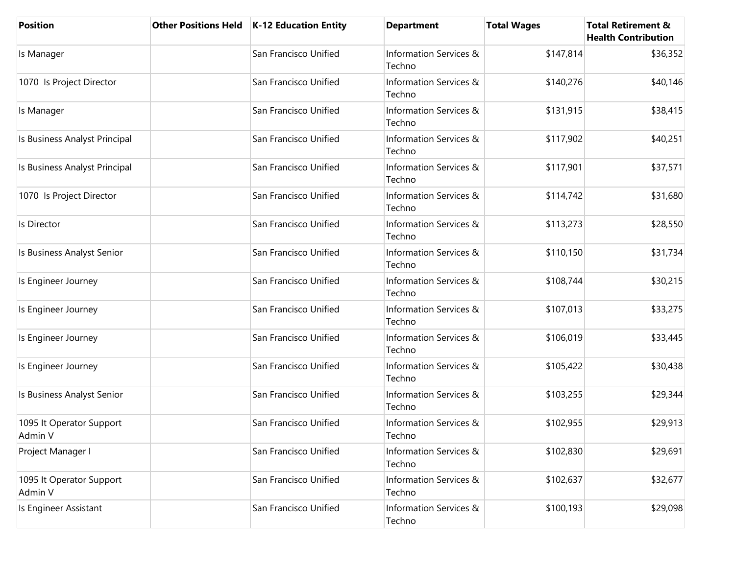| Position | Other Positions Held | K-12 Education Entity | Department | Total Wages | Total Retirement & Health Contribution |
|---|---|---|---|---|---|
| Is Manager | | San Francisco Unified | Information Services & Techno | $147,814 | $36,352 |
| 1070 Is Project Director | | San Francisco Unified | Information Services & Techno | $140,276 | $40,146 |
| Is Manager | | San Francisco Unified | Information Services & Techno | $131,915 | $38,415 |
| Is Business Analyst Principal | | San Francisco Unified | Information Services & Techno | $117,902 | $40,251 |
| Is Business Analyst Principal | | San Francisco Unified | Information Services & Techno | $117,901 | $37,571 |
| 1070 Is Project Director | | San Francisco Unified | Information Services & Techno | $114,742 | $31,680 |
| Is Director | | San Francisco Unified | Information Services & Techno | $113,273 | $28,550 |
| Is Business Analyst Senior | | San Francisco Unified | Information Services & Techno | $110,150 | $31,734 |
| Is Engineer Journey | | San Francisco Unified | Information Services & Techno | $108,744 | $30,215 |
| Is Engineer Journey | | San Francisco Unified | Information Services & Techno | $107,013 | $33,275 |
| Is Engineer Journey | | San Francisco Unified | Information Services & Techno | $106,019 | $33,445 |
| Is Engineer Journey | | San Francisco Unified | Information Services & Techno | $105,422 | $30,438 |
| Is Business Analyst Senior | | San Francisco Unified | Information Services & Techno | $103,255 | $29,344 |
| 1095 It Operator Support Admin V | | San Francisco Unified | Information Services & Techno | $102,955 | $29,913 |
| Project Manager I | | San Francisco Unified | Information Services & Techno | $102,830 | $29,691 |
| 1095 It Operator Support Admin V | | San Francisco Unified | Information Services & Techno | $102,637 | $32,677 |
| Is Engineer Assistant | | San Francisco Unified | Information Services & Techno | $100,193 | $29,098 |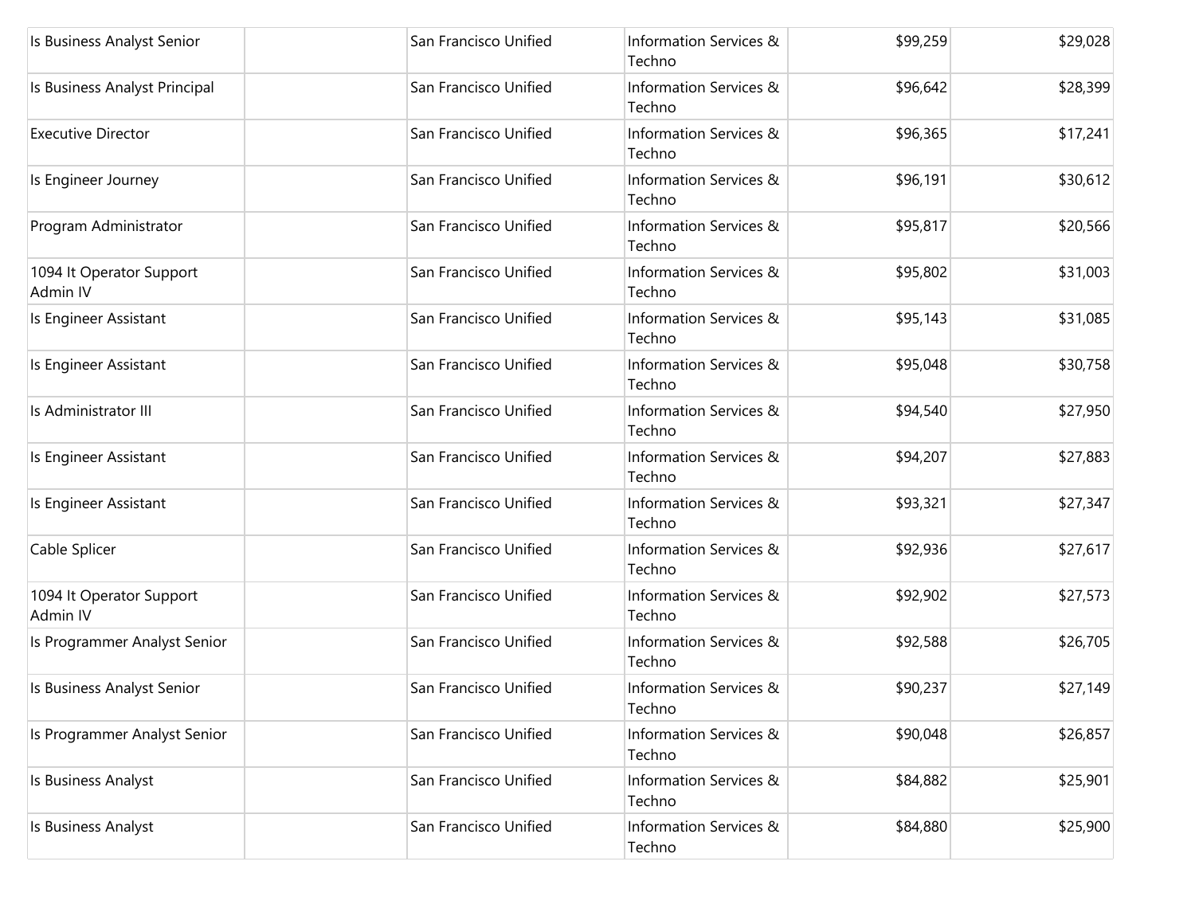| | | | | | |
|---|---|---|---|---|---|
| Is Business Analyst Senior | | San Francisco Unified | Information Services & Techno | $99,259 | $29,028 |
| Is Business Analyst Principal | | San Francisco Unified | Information Services & Techno | $96,642 | $28,399 |
| Executive Director | | San Francisco Unified | Information Services & Techno | $96,365 | $17,241 |
| Is Engineer Journey | | San Francisco Unified | Information Services & Techno | $96,191 | $30,612 |
| Program Administrator | | San Francisco Unified | Information Services & Techno | $95,817 | $20,566 |
| 1094 It Operator Support Admin IV | | San Francisco Unified | Information Services & Techno | $95,802 | $31,003 |
| Is Engineer Assistant | | San Francisco Unified | Information Services & Techno | $95,143 | $31,085 |
| Is Engineer Assistant | | San Francisco Unified | Information Services & Techno | $95,048 | $30,758 |
| Is Administrator III | | San Francisco Unified | Information Services & Techno | $94,540 | $27,950 |
| Is Engineer Assistant | | San Francisco Unified | Information Services & Techno | $94,207 | $27,883 |
| Is Engineer Assistant | | San Francisco Unified | Information Services & Techno | $93,321 | $27,347 |
| Cable Splicer | | San Francisco Unified | Information Services & Techno | $92,936 | $27,617 |
| 1094 It Operator Support Admin IV | | San Francisco Unified | Information Services & Techno | $92,902 | $27,573 |
| Is Programmer Analyst Senior | | San Francisco Unified | Information Services & Techno | $92,588 | $26,705 |
| Is Business Analyst Senior | | San Francisco Unified | Information Services & Techno | $90,237 | $27,149 |
| Is Programmer Analyst Senior | | San Francisco Unified | Information Services & Techno | $90,048 | $26,857 |
| Is Business Analyst | | San Francisco Unified | Information Services & Techno | $84,882 | $25,901 |
| Is Business Analyst | | San Francisco Unified | Information Services & Techno | $84,880 | $25,900 |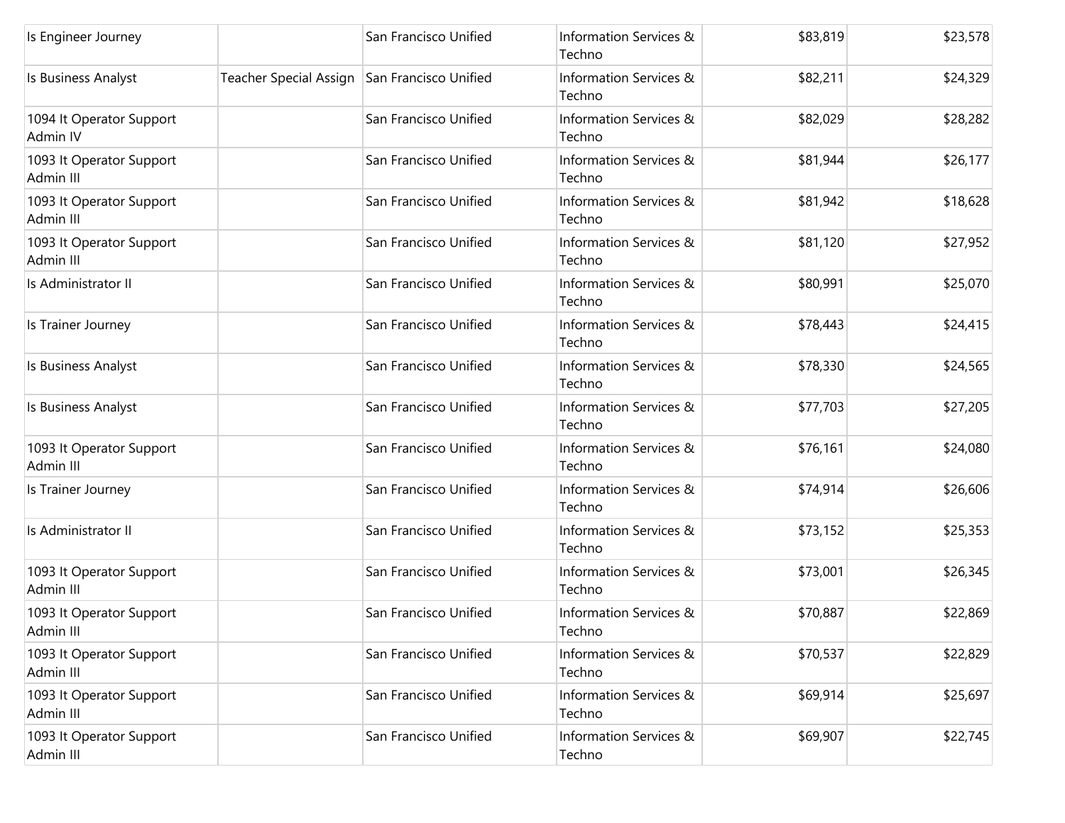| | | | | | |
|---|---|---|---|---|---|
| Is Engineer Journey | | San Francisco Unified | Information Services & Techno | $83,819 | $23,578 |
| Is Business Analyst | Teacher Special Assign | San Francisco Unified | Information Services & Techno | $82,211 | $24,329 |
| 1094 It Operator Support Admin IV | | San Francisco Unified | Information Services & Techno | $82,029 | $28,282 |
| 1093 It Operator Support Admin III | | San Francisco Unified | Information Services & Techno | $81,944 | $26,177 |
| 1093 It Operator Support Admin III | | San Francisco Unified | Information Services & Techno | $81,942 | $18,628 |
| 1093 It Operator Support Admin III | | San Francisco Unified | Information Services & Techno | $81,120 | $27,952 |
| Is Administrator II | | San Francisco Unified | Information Services & Techno | $80,991 | $25,070 |
| Is Trainer Journey | | San Francisco Unified | Information Services & Techno | $78,443 | $24,415 |
| Is Business Analyst | | San Francisco Unified | Information Services & Techno | $78,330 | $24,565 |
| Is Business Analyst | | San Francisco Unified | Information Services & Techno | $77,703 | $27,205 |
| 1093 It Operator Support Admin III | | San Francisco Unified | Information Services & Techno | $76,161 | $24,080 |
| Is Trainer Journey | | San Francisco Unified | Information Services & Techno | $74,914 | $26,606 |
| Is Administrator II | | San Francisco Unified | Information Services & Techno | $73,152 | $25,353 |
| 1093 It Operator Support Admin III | | San Francisco Unified | Information Services & Techno | $73,001 | $26,345 |
| 1093 It Operator Support Admin III | | San Francisco Unified | Information Services & Techno | $70,887 | $22,869 |
| 1093 It Operator Support Admin III | | San Francisco Unified | Information Services & Techno | $70,537 | $22,829 |
| 1093 It Operator Support Admin III | | San Francisco Unified | Information Services & Techno | $69,914 | $25,697 |
| 1093 It Operator Support Admin III | | San Francisco Unified | Information Services & Techno | $69,907 | $22,745 |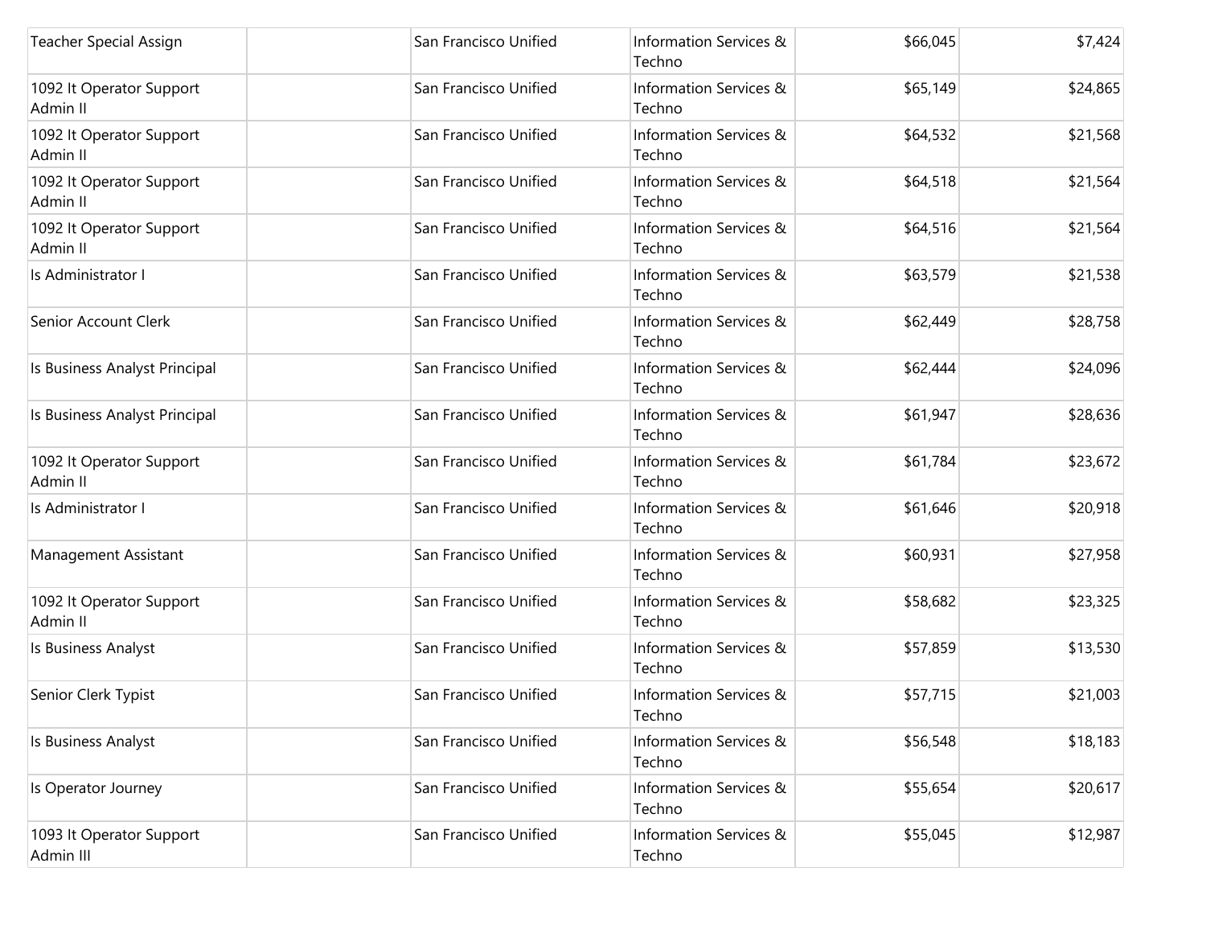| | | | | | |
|---|---|---|---|---|---|
| Teacher Special Assign | | San Francisco Unified | Information Services & Techno | $66,045 | $7,424 |
| 1092 It Operator Support Admin II | | San Francisco Unified | Information Services & Techno | $65,149 | $24,865 |
| 1092 It Operator Support Admin II | | San Francisco Unified | Information Services & Techno | $64,532 | $21,568 |
| 1092 It Operator Support Admin II | | San Francisco Unified | Information Services & Techno | $64,518 | $21,564 |
| 1092 It Operator Support Admin II | | San Francisco Unified | Information Services & Techno | $64,516 | $21,564 |
| Is Administrator I | | San Francisco Unified | Information Services & Techno | $63,579 | $21,538 |
| Senior Account Clerk | | San Francisco Unified | Information Services & Techno | $62,449 | $28,758 |
| Is Business Analyst Principal | | San Francisco Unified | Information Services & Techno | $62,444 | $24,096 |
| Is Business Analyst Principal | | San Francisco Unified | Information Services & Techno | $61,947 | $28,636 |
| 1092 It Operator Support Admin II | | San Francisco Unified | Information Services & Techno | $61,784 | $23,672 |
| Is Administrator I | | San Francisco Unified | Information Services & Techno | $61,646 | $20,918 |
| Management Assistant | | San Francisco Unified | Information Services & Techno | $60,931 | $27,958 |
| 1092 It Operator Support Admin II | | San Francisco Unified | Information Services & Techno | $58,682 | $23,325 |
| Is Business Analyst | | San Francisco Unified | Information Services & Techno | $57,859 | $13,530 |
| Senior Clerk Typist | | San Francisco Unified | Information Services & Techno | $57,715 | $21,003 |
| Is Business Analyst | | San Francisco Unified | Information Services & Techno | $56,548 | $18,183 |
| Is Operator Journey | | San Francisco Unified | Information Services & Techno | $55,654 | $20,617 |
| 1093 It Operator Support Admin III | | San Francisco Unified | Information Services & Techno | $55,045 | $12,987 |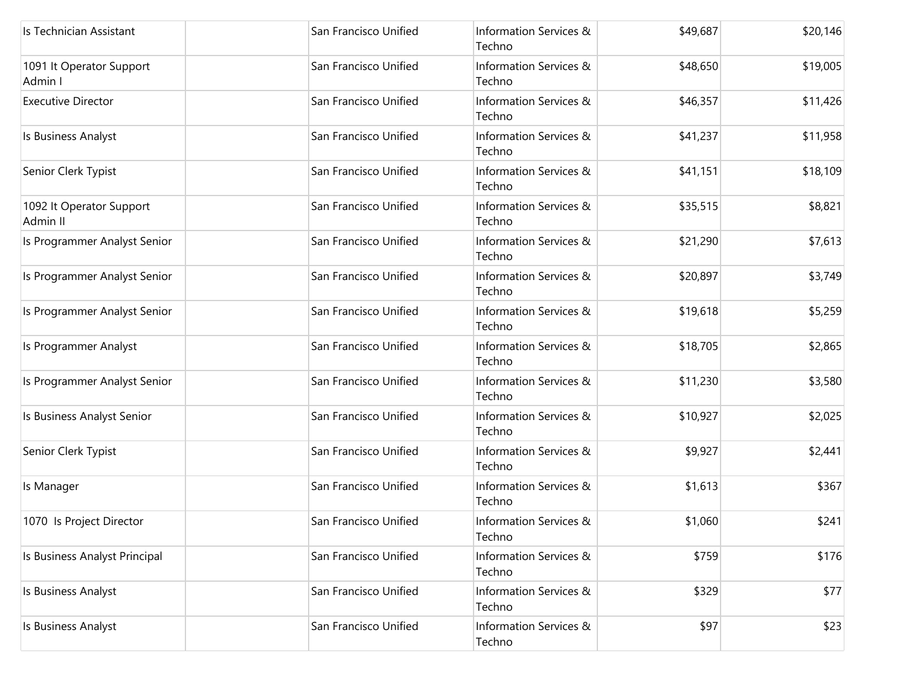| | | | | | |
|---|---|---|---|---|---|
| Is Technician Assistant | | San Francisco Unified | Information Services & Techno | $49,687 | $20,146 |
| 1091 It Operator Support Admin I | | San Francisco Unified | Information Services & Techno | $48,650 | $19,005 |
| Executive Director | | San Francisco Unified | Information Services & Techno | $46,357 | $11,426 |
| Is Business Analyst | | San Francisco Unified | Information Services & Techno | $41,237 | $11,958 |
| Senior Clerk Typist | | San Francisco Unified | Information Services & Techno | $41,151 | $18,109 |
| 1092 It Operator Support Admin II | | San Francisco Unified | Information Services & Techno | $35,515 | $8,821 |
| Is Programmer Analyst Senior | | San Francisco Unified | Information Services & Techno | $21,290 | $7,613 |
| Is Programmer Analyst Senior | | San Francisco Unified | Information Services & Techno | $20,897 | $3,749 |
| Is Programmer Analyst Senior | | San Francisco Unified | Information Services & Techno | $19,618 | $5,259 |
| Is Programmer Analyst | | San Francisco Unified | Information Services & Techno | $18,705 | $2,865 |
| Is Programmer Analyst Senior | | San Francisco Unified | Information Services & Techno | $11,230 | $3,580 |
| Is Business Analyst Senior | | San Francisco Unified | Information Services & Techno | $10,927 | $2,025 |
| Senior Clerk Typist | | San Francisco Unified | Information Services & Techno | $9,927 | $2,441 |
| Is Manager | | San Francisco Unified | Information Services & Techno | $1,613 | $367 |
| 1070 Is Project Director | | San Francisco Unified | Information Services & Techno | $1,060 | $241 |
| Is Business Analyst Principal | | San Francisco Unified | Information Services & Techno | $759 | $176 |
| Is Business Analyst | | San Francisco Unified | Information Services & Techno | $329 | $77 |
| Is Business Analyst | | San Francisco Unified | Information Services & Techno | $97 | $23 |